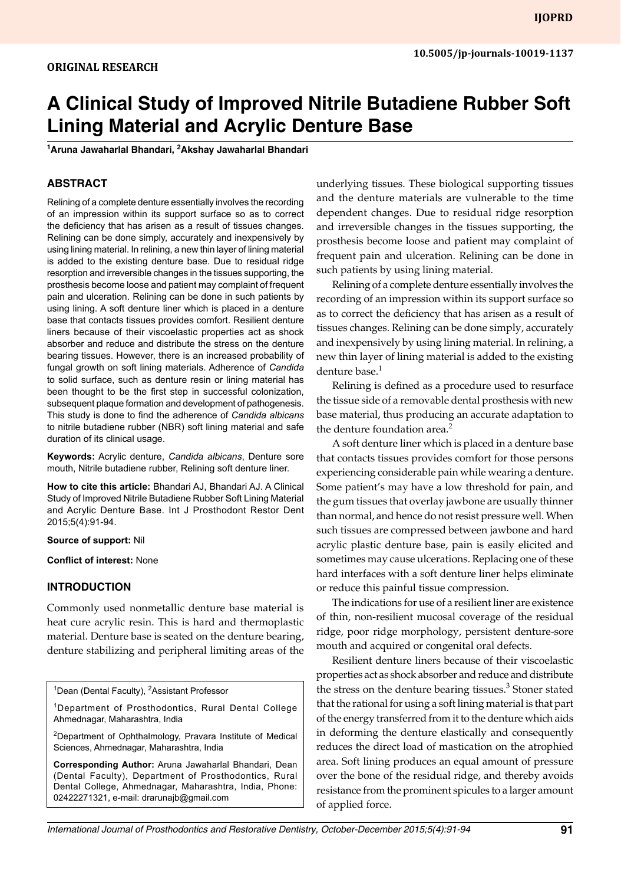ORIGINAL RESEARCH

10.5005/jp-journals-10019-1137

# A Clinical Study of Improved Nitrile Butadiene Rubber Soft Lining Material and Acrylic Denture Base

[1]Aruna Jawaharlal Bhandari, [2]Akshay Jawaharlal Bhandari

## ABSTRACT

Relining of a complete denture essentially involves the recording of an impression within its support surface so as to correct the deficiency that has arisen as a result of tissues changes. Relining can be done simply, accurately and inexpensively by using lining material. In relining, a new thin layer of lining material is added to the existing denture base. Due to residual ridge resorption and irreversible changes in the tissues supporting, the prosthesis become loose and patient may complaint of frequent pain and ulceration. Relining can be done in such patients by using lining. A soft denture liner which is placed in a denture base that contacts tissues provides comfort. Resilient denture liners because of their viscoelastic properties act as shock absorber and reduce and distribute the stress on the denture bearing tissues. However, there is an increased probability of fungal growth on soft lining materials. Adherence of *Candida* to solid surface, such as denture resin or lining material has been thought to be the first step in successful colonization, subsequent plaque formation and development of pathogenesis. This study is done to find the adherence of *Candida albicans* to nitrile butadiene rubber (NBR) soft lining material and safe duration of its clinical usage.

**Keywords:** Acrylic denture, *Candida albicans*, Denture sore mouth, Nitrile butadiene rubber, Relining soft denture liner.

**How to cite this article:** Bhandari AJ, Bhandari AJ. A Clinical Study of Improved Nitrile Butadiene Rubber Soft Lining Material and Acrylic Denture Base. Int J Prosthodont Restor Dent 2015;5(4):91-94.

**Source of support:** Nil

**Conflict of interest:** None

## INTRODUCTION

Commonly used nonmetallic denture base material is heat cure acrylic resin. This is hard and thermoplastic material. Denture base is seated on the denture bearing, denture stabilizing and peripheral limiting areas of the underlying tissues. These biological supporting tissues and the denture materials are vulnerable to the time dependent changes. Due to residual ridge resorption and irreversible changes in the tissues supporting, the prosthesis become loose and patient may complaint of frequent pain and ulceration. Relining can be done in such patients by using lining material.

Relining of a complete denture essentially involves the recording of an impression within its support surface so as to correct the deficiency that has arisen as a result of tissues changes. Relining can be done simply, accurately and inexpensively by using lining material. In relining, a new thin layer of lining material is added to the existing denture base.[1]

Relining is defined as a procedure used to resurface the tissue side of a removable dental prosthesis with new base material, thus producing an accurate adaptation to the denture foundation area.[2]

A soft denture liner which is placed in a denture base that contacts tissues provides comfort for those persons experiencing considerable pain while wearing a denture. Some patient's may have a low threshold for pain, and the gum tissues that overlay jawbone are usually thinner than normal, and hence do not resist pressure well. When such tissues are compressed between jawbone and hard acrylic plastic denture base, pain is easily elicited and sometimes may cause ulcerations. Replacing one of these hard interfaces with a soft denture liner helps eliminate or reduce this painful tissue compression.

The indications for use of a resilient liner are existence of thin, non-resilient mucosal coverage of the residual ridge, poor ridge morphology, persistent denture-sore mouth and acquired or congenital oral defects.

Resilient denture liners because of their viscoelastic properties act as shock absorber and reduce and distribute the stress on the denture bearing tissues.[3] Stoner stated that the rational for using a soft lining material is that part of the energy transferred from it to the denture which aids in deforming the denture elastically and consequently reduces the direct load of mastication on the atrophied area. Soft lining produces an equal amount of pressure over the bone of the residual ridge, and thereby avoids resistance from the prominent spicules to a larger amount of applied force.

---

[1]Dean (Dental Faculty), [2]Assistant Professor

[1]Department of Prosthodontics, Rural Dental College Ahmednagar, Maharashtra, India

[2]Department of Ophthalmology, Pravara Institute of Medical Sciences, Ahmednagar, Maharashtra, India

**Corresponding Author:** Aruna Jawaharlal Bhandari, Dean (Dental Faculty), Department of Prosthodontics, Rural Dental College, Ahmednagar, Maharashtra, India, Phone: 02422271321, e-mail: drarunajb@gmail.com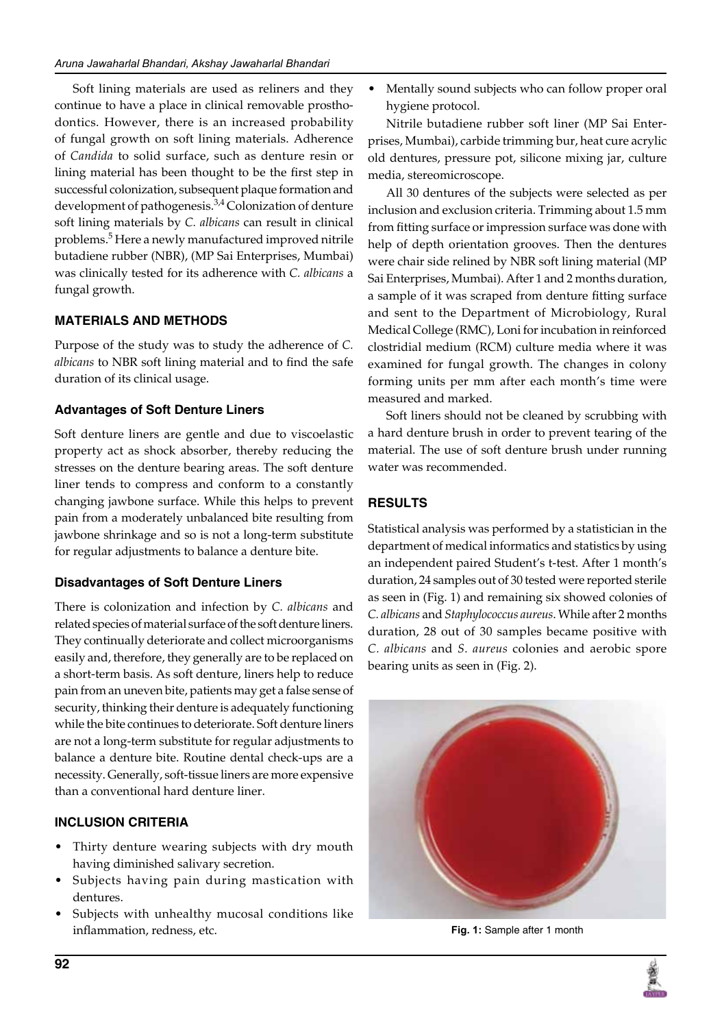Soft lining materials are used as reliners and they continue to have a place in clinical removable prosthodontics. However, there is an increased probability of fungal growth on soft lining materials. Adherence of *Candida* to solid surface, such as denture resin or lining material has been thought to be the first step in successful colonization, subsequent plaque formation and development of pathogenesis.[3,4] Colonization of denture soft lining materials by *C. albicans* can result in clinical problems.[5] Here a newly manufactured improved nitrile butadiene rubber (NBR), (MP Sai Enterprises, Mumbai) was clinically tested for its adherence with *C. albicans* a fungal growth.

## MATERIALS AND METHODS

Purpose of the study was to study the adherence of *C. albicans* to NBR soft lining material and to find the safe duration of its clinical usage.

### Advantages of Soft Denture Liners

Soft denture liners are gentle and due to viscoelastic property act as shock absorber, thereby reducing the stresses on the denture bearing areas. The soft denture liner tends to compress and conform to a constantly changing jawbone surface. While this helps to prevent pain from a moderately unbalanced bite resulting from jawbone shrinkage and so is not a long-term substitute for regular adjustments to balance a denture bite.

### Disadvantages of Soft Denture Liners

There is colonization and infection by *C. albicans* and related species of material surface of the soft denture liners. They continually deteriorate and collect microorganisms easily and, therefore, they generally are to be replaced on a short-term basis. As soft denture, liners help to reduce pain from an uneven bite, patients may get a false sense of security, thinking their denture is adequately functioning while the bite continues to deteriorate. Soft denture liners are not a long-term substitute for regular adjustments to balance a denture bite. Routine dental check-ups are a necessity. Generally, soft-tissue liners are more expensive than a conventional hard denture liner.

## INCLUSION CRITERIA

- Thirty denture wearing subjects with dry mouth having diminished salivary secretion.
- Subjects having pain during mastication with dentures.
- Subjects with unhealthy mucosal conditions like inflammation, redness, etc.
- Mentally sound subjects who can follow proper oral hygiene protocol.

Nitrile butadiene rubber soft liner (MP Sai Enterprises, Mumbai), carbide trimming bur, heat cure acrylic old dentures, pressure pot, silicone mixing jar, culture media, stereomicroscope.

All 30 dentures of the subjects were selected as per inclusion and exclusion criteria. Trimming about 1.5 mm from fitting surface or impression surface was done with help of depth orientation grooves. Then the dentures were chair side relined by NBR soft lining material (MP Sai Enterprises, Mumbai). After 1 and 2 months duration, a sample of it was scraped from denture fitting surface and sent to the Department of Microbiology, Rural Medical College (RMC), Loni for incubation in reinforced clostridial medium (RCM) culture media where it was examined for fungal growth. The changes in colony forming units per mm after each month's time were measured and marked.

Soft liners should not be cleaned by scrubbing with a hard denture brush in order to prevent tearing of the material. The use of soft denture brush under running water was recommended.

## RESULTS

Statistical analysis was performed by a statistician in the department of medical informatics and statistics by using an independent paired Student's t-test. After 1 month's duration, 24 samples out of 30 tested were reported sterile as seen in (Fig. 1) and remaining six showed colonies of *C. albicans* and *Staphylococcus aureus*. While after 2 months duration, 28 out of 30 samples became positive with *C. albicans* and *S. aureus* colonies and aerobic spore bearing units as seen in (Fig. 2).

**Fig. 1:** Sample after 1 month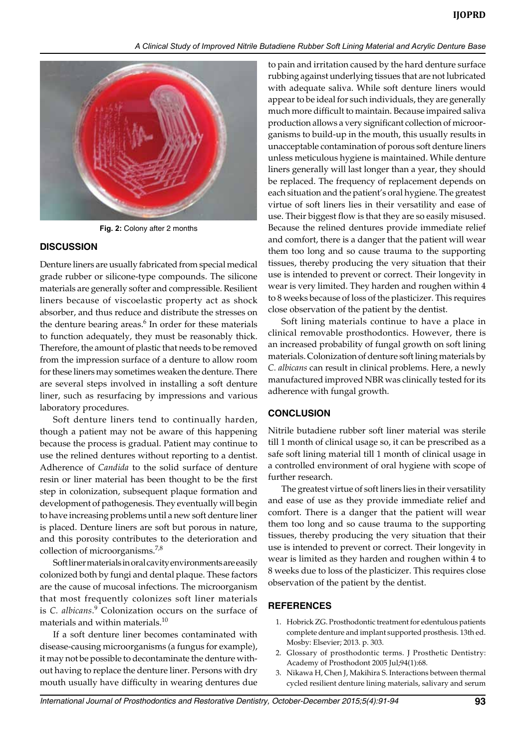Fig. 2: Colony after 2 months

## DISCUSSION

Denture liners are usually fabricated from special medical grade rubber or silicone-type compounds. The silicone materials are generally softer and compressible. Resilient liners because of viscoelastic property act as shock absorber, and thus reduce and distribute the stresses on the denture bearing areas.[6] In order for these materials to function adequately, they must be reasonably thick. Therefore, the amount of plastic that needs to be removed from the impression surface of a denture to allow room for these liners may sometimes weaken the denture. There are several steps involved in installing a soft denture liner, such as resurfacing by impressions and various laboratory procedures.

Soft denture liners tend to continually harden, though a patient may not be aware of this happening because the process is gradual. Patient may continue to use the relined dentures without reporting to a dentist. Adherence of *Candida* to the solid surface of denture resin or liner material has been thought to be the first step in colonization, subsequent plaque formation and development of pathogenesis. They eventually will begin to have increasing problems until a new soft denture liner is placed. Denture liners are soft but porous in nature, and this porosity contributes to the deterioration and collection of microorganisms.[7,8]

Soft liner materials in oral cavity environments are easily colonized both by fungi and dental plaque. These factors are the cause of mucosal infections. The microorganism that most frequently colonizes soft liner materials is *C. albicans*.[9] Colonization occurs on the surface of materials and within materials.[10]

If a soft denture liner becomes contaminated with disease-causing microorganisms (a fungus for example), it may not be possible to decontaminate the denture without having to replace the denture liner. Persons with dry mouth usually have difficulty in wearing dentures due to pain and irritation caused by the hard denture surface rubbing against underlying tissues that are not lubricated with adequate saliva. While soft denture liners would appear to be ideal for such individuals, they are generally much more difficult to maintain. Because impaired saliva production allows a very significant collection of microorganisms to build-up in the mouth, this usually results in unacceptable contamination of porous soft denture liners unless meticulous hygiene is maintained. While denture liners generally will last longer than a year, they should be replaced. The frequency of replacement depends on each situation and the patient's oral hygiene. The greatest virtue of soft liners lies in their versatility and ease of use. Their biggest flow is that they are so easily misused. Because the relined dentures provide immediate relief and comfort, there is a danger that the patient will wear them too long and so cause trauma to the supporting tissues, thereby producing the very situation that their use is intended to prevent or correct. Their longevity in wear is very limited. They harden and roughen within 4 to 8 weeks because of loss of the plasticizer. This requires close observation of the patient by the dentist.

Soft lining materials continue to have a place in clinical removable prosthodontics. However, there is an increased probability of fungal growth on soft lining materials. Colonization of denture soft lining materials by *C. albicans* can result in clinical problems. Here, a newly manufactured improved NBR was clinically tested for its adherence with fungal growth.

## CONCLUSION

Nitrile butadiene rubber soft liner material was sterile till 1 month of clinical usage so, it can be prescribed as a safe soft lining material till 1 month of clinical usage in a controlled environment of oral hygiene with scope of further research.

The greatest virtue of soft liners lies in their versatility and ease of use as they provide immediate relief and comfort. There is a danger that the patient will wear them too long and so cause trauma to the supporting tissues, thereby producing the very situation that their use is intended to prevent or correct. Their longevity in wear is limited as they harden and roughen within 4 to 8 weeks due to loss of the plasticizer. This requires close observation of the patient by the dentist.

## REFERENCES

1. Hobrick ZG. Prosthodontic treatment for edentulous patients complete denture and implant supported prosthesis. 13th ed. Mosby: Elsevier; 2013. p. 303.
2. Glossary of prosthodontic terms. J Prosthetic Dentistry: Academy of Prosthodont 2005 Jul;94(1):68.
3. Nikawa H, Chen J, Makihira S. Interactions between thermal cycled resilient denture lining materials, salivary and serum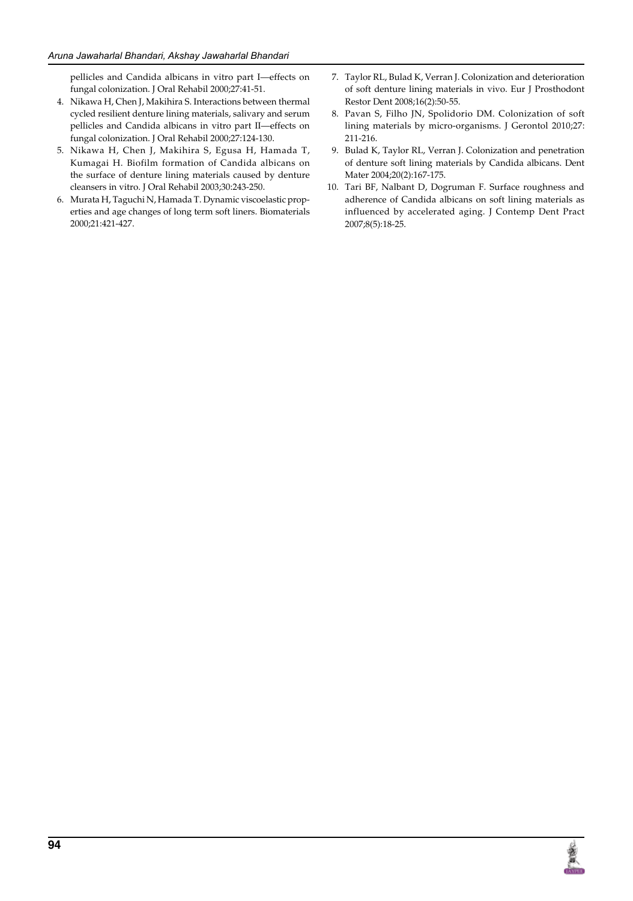pellicles and Candida albicans in vitro part I—effects on fungal colonization. J Oral Rehabil 2000;27:41-51.

4. Nikawa H, Chen J, Makihira S. Interactions between thermal cycled resilient denture lining materials, salivary and serum pellicles and Candida albicans in vitro part II—effects on fungal colonization. J Oral Rehabil 2000;27:124-130.
5. Nikawa H, Chen J, Makihira S, Egusa H, Hamada T, Kumagai H. Biofilm formation of Candida albicans on the surface of denture lining materials caused by denture cleansers in vitro. J Oral Rehabil 2003;30:243-250.
6. Murata H, Taguchi N, Hamada T. Dynamic viscoelastic properties and age changes of long term soft liners. Biomaterials 2000;21:421-427.
7. Taylor RL, Bulad K, Verran J. Colonization and deterioration of soft denture lining materials in vivo. Eur J Prosthodont Restor Dent 2008;16(2):50-55.
8. Pavan S, Filho JN, Spolidorio DM. Colonization of soft lining materials by micro-organisms. J Gerontol 2010;27: 211-216.
9. Bulad K, Taylor RL, Verran J. Colonization and penetration of denture soft lining materials by Candida albicans. Dent Mater 2004;20(2):167-175.
10. Tari BF, Nalbant D, Dogruman F. Surface roughness and adherence of Candida albicans on soft lining materials as influenced by accelerated aging. J Contemp Dent Pract 2007;8(5):18-25.